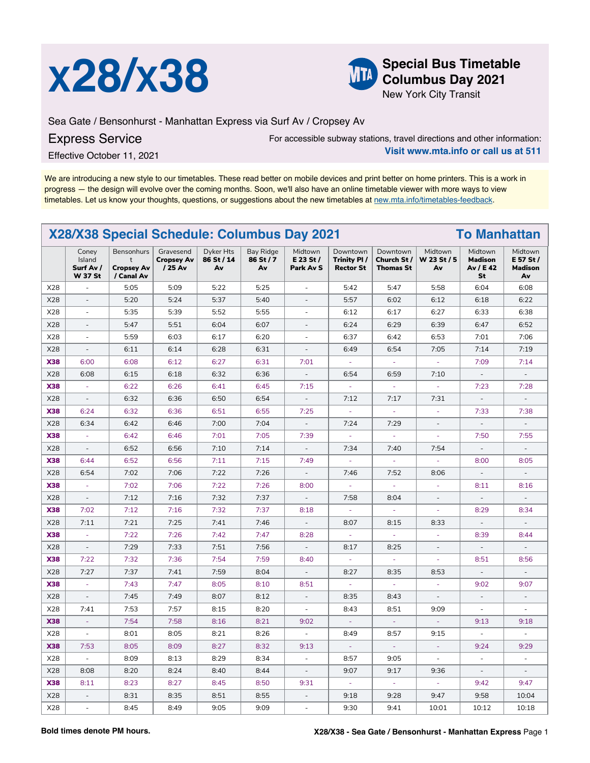# x28/x38

**Special Bus Timetable Columbus Day 2021**
New York City Transit

Sea Gate / Bensonhurst - Manhattan Express via Surf Av / Cropsey Av

## Express Service

Effective October 11, 2021

For accessible subway stations, travel directions and other information:
**Visit www.mta.info or call us at 511**

We are introducing a new style to our timetables. These read better on mobile devices and print better on home printers. This is a work in progress — the design will evolve over the coming months. Soon, we'll also have an online timetable viewer with more ways to view timetables. Let us know your thoughts, questions, or suggestions about the new timetables at new.mta.info/timetables-feedback.

## X28/X38 Special Schedule: Columbus Day 2021 — To Manhattan

| | Coney Island **Surf Av / W 37 St** | Bensonhurst **Cropsey Av / Canal Av** | Gravesend **Cropsey Av / 25 Av** | Dyker Hts **86 St / 14 Av** | Bay Ridge **86 St / 7 Av** | Midtown **E 23 St / Park Av S** | Downtown **Trinity Pl / Rector St** | Downtown **Church St / Thomas St** | Midtown **W 23 St / 5 Av** | Midtown **Madison Av / E 42 St** | Midtown **E 57 St / Madison Av** |
|---|---|---|---|---|---|---|---|---|---|---|---|
| X28 | - | 5:05 | 5:09 | 5:22 | 5:25 | - | 5:42 | 5:47 | 5:58 | 6:04 | 6:08 |
| X28 | - | 5:20 | 5:24 | 5:37 | 5:40 | - | 5:57 | 6:02 | 6:12 | 6:18 | 6:22 |
| X28 | - | 5:35 | 5:39 | 5:52 | 5:55 | - | 6:12 | 6:17 | 6:27 | 6:33 | 6:38 |
| X28 | - | 5:47 | 5:51 | 6:04 | 6:07 | - | 6:24 | 6:29 | 6:39 | 6:47 | 6:52 |
| X28 | - | 5:59 | 6:03 | 6:17 | 6:20 | - | 6:37 | 6:42 | 6:53 | 7:01 | 7:06 |
| X28 | - | 6:11 | 6:14 | 6:28 | 6:31 | - | 6:49 | 6:54 | 7:05 | 7:14 | 7:19 |
| **X38** | 6:00 | 6:08 | 6:12 | 6:27 | 6:31 | 7:01 | - | - | - | 7:09 | 7:14 |
| X28 | 6:08 | 6:15 | 6:18 | 6:32 | 6:36 | - | 6:54 | 6:59 | 7:10 | - | - |
| **X38** | - | 6:22 | 6:26 | 6:41 | 6:45 | 7:15 | - | - | - | 7:23 | 7:28 |
| X28 | - | 6:32 | 6:36 | 6:50 | 6:54 | - | 7:12 | 7:17 | 7:31 | - | - |
| **X38** | 6:24 | 6:32 | 6:36 | 6:51 | 6:55 | 7:25 | - | - | - | 7:33 | 7:38 |
| X28 | 6:34 | 6:42 | 6:46 | 7:00 | 7:04 | - | 7:24 | 7:29 | - | - | - |
| **X38** | - | 6:42 | 6:46 | 7:01 | 7:05 | 7:39 | - | - | - | 7:50 | 7:55 |
| X28 | - | 6:52 | 6:56 | 7:10 | 7:14 | - | 7:34 | 7:40 | 7:54 | - | - |
| **X38** | 6:44 | 6:52 | 6:56 | 7:11 | 7:15 | 7:49 | - | - | - | 8:00 | 8:05 |
| X28 | 6:54 | 7:02 | 7:06 | 7:22 | 7:26 | - | 7:46 | 7:52 | 8:06 | - | - |
| **X38** | - | 7:02 | 7:06 | 7:22 | 7:26 | 8:00 | - | - | - | 8:11 | 8:16 |
| X28 | - | 7:12 | 7:16 | 7:32 | 7:37 | - | 7:58 | 8:04 | - | - | - |
| **X38** | 7:02 | 7:12 | 7:16 | 7:32 | 7:37 | 8:18 | - | - | - | 8:29 | 8:34 |
| X28 | 7:11 | 7:21 | 7:25 | 7:41 | 7:46 | - | 8:07 | 8:15 | 8:33 | - | - |
| **X38** | - | 7:22 | 7:26 | 7:42 | 7:47 | 8:28 | - | - | - | 8:39 | 8:44 |
| X28 | - | 7:29 | 7:33 | 7:51 | 7:56 | - | 8:17 | 8:25 | - | - | - |
| **X38** | 7:22 | 7:32 | 7:36 | 7:54 | 7:59 | 8:40 | - | - | - | 8:51 | 8:56 |
| X28 | 7:27 | 7:37 | 7:41 | 7:59 | 8:04 | - | 8:27 | 8:35 | 8:53 | - | - |
| **X38** | - | 7:43 | 7:47 | 8:05 | 8:10 | 8:51 | - | - | - | 9:02 | 9:07 |
| X28 | - | 7:45 | 7:49 | 8:07 | 8:12 | - | 8:35 | 8:43 | - | - | - |
| X28 | 7:41 | 7:53 | 7:57 | 8:15 | 8:20 | - | 8:43 | 8:51 | 9:09 | - | - |
| **X38** | - | 7:54 | 7:58 | 8:16 | 8:21 | 9:02 | - | - | - | 9:13 | 9:18 |
| X28 | - | 8:01 | 8:05 | 8:21 | 8:26 | - | 8:49 | 8:57 | 9:15 | - | - |
| **X38** | 7:53 | 8:05 | 8:09 | 8:27 | 8:32 | 9:13 | - | - | - | 9:24 | 9:29 |
| X28 | - | 8:09 | 8:13 | 8:29 | 8:34 | - | 8:57 | 9:05 | - | - | - |
| X28 | 8:08 | 8:20 | 8:24 | 8:40 | 8:44 | - | 9:07 | 9:17 | 9:36 | - | - |
| **X38** | 8:11 | 8:23 | 8:27 | 8:45 | 8:50 | 9:31 | - | - | - | 9:42 | 9:47 |
| X28 | - | 8:31 | 8:35 | 8:51 | 8:55 | - | 9:18 | 9:28 | 9:47 | 9:58 | 10:04 |
| X28 | - | 8:45 | 8:49 | 9:05 | 9:09 | - | 9:30 | 9:41 | 10:01 | 10:12 | 10:18 |

**Bold times denote PM hours.**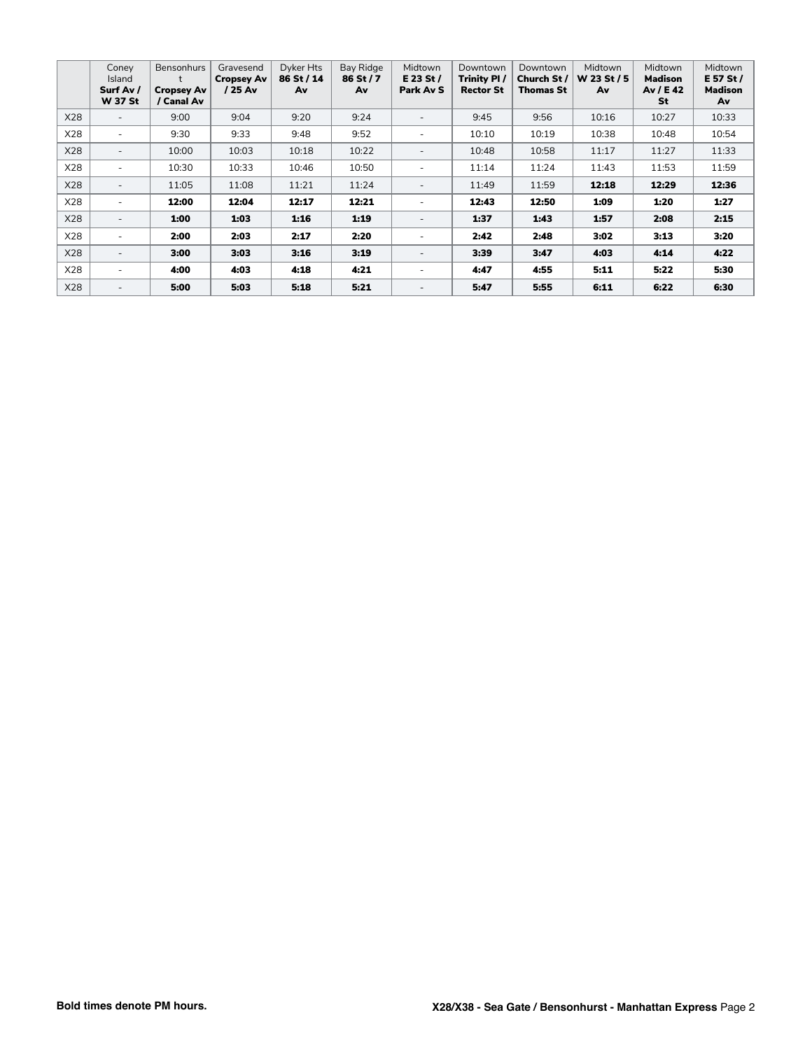| | Coney Island **Surf Av / W 37 St** | Bensonhurst **Cropsey Av / Canal Av** | Gravesend **Cropsey Av / 25 Av** | Dyker Hts **86 St / 14 Av** | Bay Ridge **86 St / 7 Av** | Midtown **E 23 St / Park Av S** | Downtown **Trinity Pl / Rector St** | Downtown **Church St / Thomas St** | Midtown **W 23 St / 5 Av** | Midtown **Madison Av / E 42 St** | Midtown **E 57 St / Madison Av** |
|---|---|---|---|---|---|---|---|---|---|---|---|
| X28 | - | 9:00 | 9:04 | 9:20 | 9:24 | - | 9:45 | 9:56 | 10:16 | 10:27 | 10:33 |
| X28 | - | 9:30 | 9:33 | 9:48 | 9:52 | - | 10:10 | 10:19 | 10:38 | 10:48 | 10:54 |
| X28 | - | 10:00 | 10:03 | 10:18 | 10:22 | - | 10:48 | 10:58 | 11:17 | 11:27 | 11:33 |
| X28 | - | 10:30 | 10:33 | 10:46 | 10:50 | - | 11:14 | 11:24 | 11:43 | 11:53 | 11:59 |
| X28 | - | 11:05 | 11:08 | 11:21 | 11:24 | - | 11:49 | 11:59 | **12:18** | **12:29** | **12:36** |
| X28 | - | **12:00** | **12:04** | **12:17** | **12:21** | - | **12:43** | **12:50** | **1:09** | **1:20** | **1:27** |
| X28 | - | **1:00** | **1:03** | **1:16** | **1:19** | - | **1:37** | **1:43** | **1:57** | **2:08** | **2:15** |
| X28 | - | **2:00** | **2:03** | **2:17** | **2:20** | - | **2:42** | **2:48** | **3:02** | **3:13** | **3:20** |
| X28 | - | **3:00** | **3:03** | **3:16** | **3:19** | - | **3:39** | **3:47** | **4:03** | **4:14** | **4:22** |
| X28 | - | **4:00** | **4:03** | **4:18** | **4:21** | - | **4:47** | **4:55** | **5:11** | **5:22** | **5:30** |
| X28 | - | **5:00** | **5:03** | **5:18** | **5:21** | - | **5:47** | **5:55** | **6:11** | **6:22** | **6:30** |

**Bold times denote PM hours.**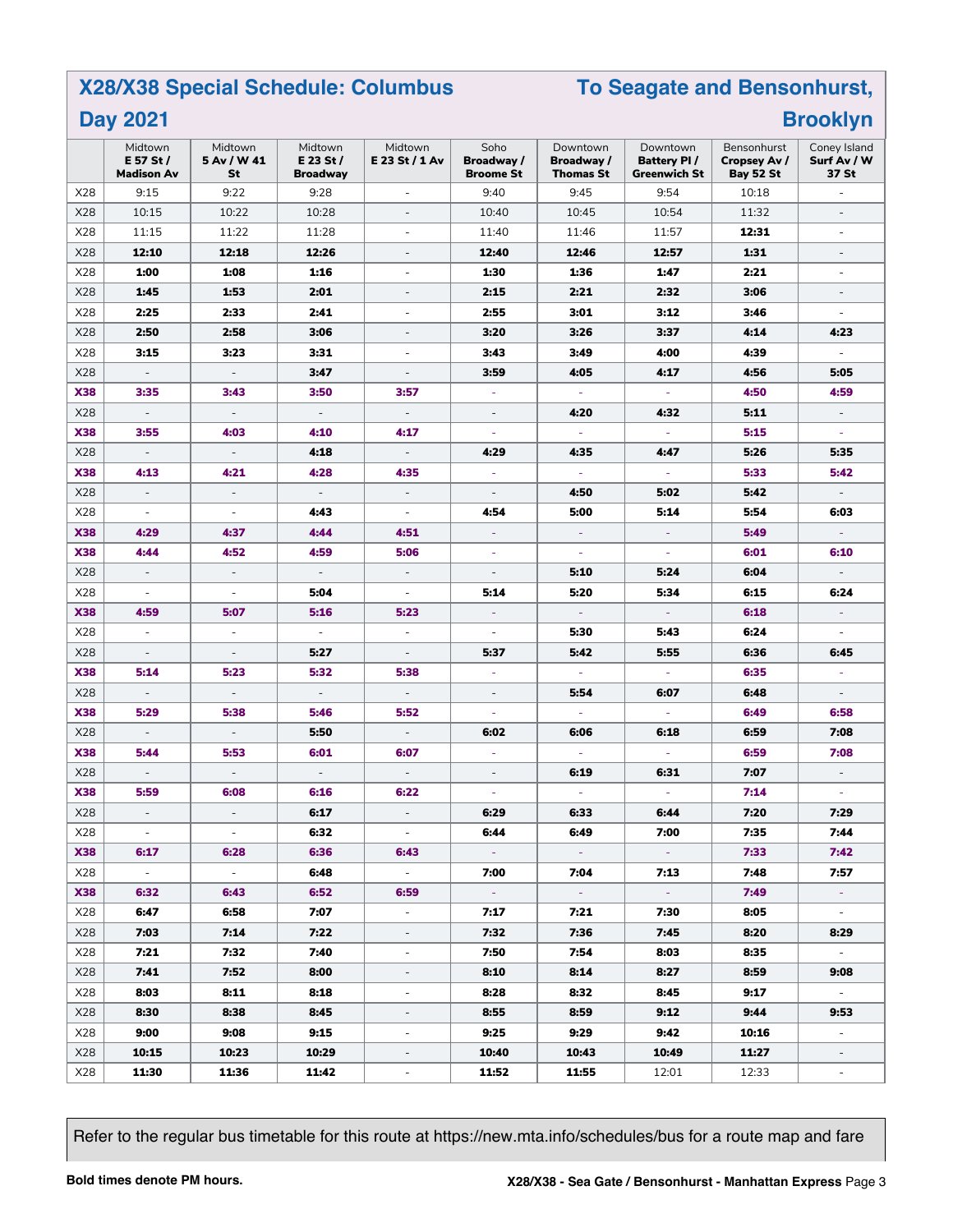## X28/X38 Special Schedule: Columbus Day 2021

## To Seagate and Bensonhurst, Brooklyn

| | Midtown **E 57 St / Madison Av** | Midtown **5 Av / W 41 St** | Midtown **E 23 St / Broadway** | Midtown **E 23 St / 1 Av** | Soho **Broadway / Broome St** | Downtown **Broadway / Thomas St** | Downtown **Battery Pl / Greenwich St** | Bensonhurst **Cropsey Av / Bay 52 St** | Coney Island **Surf Av / W 37 St** |
|---|---|---|---|---|---|---|---|---|---|
| X28 | 9:15 | 9:22 | 9:28 | - | 9:40 | 9:45 | 9:54 | 10:18 | - |
| X28 | 10:15 | 10:22 | 10:28 | - | 10:40 | 10:45 | 10:54 | 11:32 | - |
| X28 | 11:15 | 11:22 | 11:28 | - | 11:40 | 11:46 | 11:57 | **12:31** | - |
| X28 | **12:10** | **12:18** | **12:26** | - | **12:40** | **12:46** | **12:57** | **1:31** | - |
| X28 | **1:00** | **1:08** | **1:16** | - | **1:30** | **1:36** | **1:47** | **2:21** | - |
| X28 | **1:45** | **1:53** | **2:01** | - | **2:15** | **2:21** | **2:32** | **3:06** | - |
| X28 | **2:25** | **2:33** | **2:41** | - | **2:55** | **3:01** | **3:12** | **3:46** | - |
| X28 | **2:50** | **2:58** | **3:06** | - | **3:20** | **3:26** | **3:37** | **4:14** | **4:23** |
| X28 | **3:15** | **3:23** | **3:31** | - | **3:43** | **3:49** | **4:00** | **4:39** | - |
| X28 | - | - | **3:47** | - | **3:59** | **4:05** | **4:17** | **4:56** | **5:05** |
| **X38** | **3:35** | **3:43** | **3:50** | **3:57** | - | - | - | **4:50** | **4:59** |
| X28 | - | - | - | - | - | **4:20** | **4:32** | **5:11** | - |
| **X38** | **3:55** | **4:03** | **4:10** | **4:17** | - | - | - | **5:15** | - |
| X28 | - | - | **4:18** | - | **4:29** | **4:35** | **4:47** | **5:26** | **5:35** |
| **X38** | **4:13** | **4:21** | **4:28** | **4:35** | - | - | - | **5:33** | **5:42** |
| X28 | - | - | - | - | - | **4:50** | **5:02** | **5:42** | - |
| X28 | - | - | **4:43** | - | **4:54** | **5:00** | **5:14** | **5:54** | **6:03** |
| **X38** | **4:29** | **4:37** | **4:44** | **4:51** | - | - | - | **5:49** | - |
| **X38** | **4:44** | **4:52** | **4:59** | **5:06** | - | - | - | **6:01** | **6:10** |
| X28 | - | - | - | - | - | **5:10** | **5:24** | **6:04** | - |
| X28 | - | - | **5:04** | - | **5:14** | **5:20** | **5:34** | **6:15** | **6:24** |
| **X38** | **4:59** | **5:07** | **5:16** | **5:23** | - | - | - | **6:18** | - |
| X28 | - | - | - | - | - | **5:30** | **5:43** | **6:24** | - |
| X28 | - | - | **5:27** | - | **5:37** | **5:42** | **5:55** | **6:36** | **6:45** |
| **X38** | **5:14** | **5:23** | **5:32** | **5:38** | - | - | - | **6:35** | - |
| X28 | - | - | - | - | - | **5:54** | **6:07** | **6:48** | - |
| **X38** | **5:29** | **5:38** | **5:46** | **5:52** | - | - | - | **6:49** | **6:58** |
| X28 | - | - | **5:50** | - | **6:02** | **6:06** | **6:18** | **6:59** | **7:08** |
| **X38** | **5:44** | **5:53** | **6:01** | **6:07** | - | - | - | **6:59** | **7:08** |
| X28 | - | - | - | - | - | **6:19** | **6:31** | **7:07** | - |
| **X38** | **5:59** | **6:08** | **6:16** | **6:22** | - | - | - | **7:14** | - |
| X28 | - | - | **6:17** | - | **6:29** | **6:33** | **6:44** | **7:20** | **7:29** |
| X28 | - | - | **6:32** | - | **6:44** | **6:49** | **7:00** | **7:35** | **7:44** |
| **X38** | **6:17** | **6:28** | **6:36** | **6:43** | - | - | - | **7:33** | **7:42** |
| X28 | - | - | **6:48** | - | **7:00** | **7:04** | **7:13** | **7:48** | **7:57** |
| **X38** | **6:32** | **6:43** | **6:52** | **6:59** | - | - | - | **7:49** | - |
| X28 | **6:47** | **6:58** | **7:07** | - | **7:17** | **7:21** | **7:30** | **8:05** | - |
| X28 | **7:03** | **7:14** | **7:22** | - | **7:32** | **7:36** | **7:45** | **8:20** | **8:29** |
| X28 | **7:21** | **7:32** | **7:40** | - | **7:50** | **7:54** | **8:03** | **8:35** | - |
| X28 | **7:41** | **7:52** | **8:00** | - | **8:10** | **8:14** | **8:27** | **8:59** | **9:08** |
| X28 | **8:03** | **8:11** | **8:18** | - | **8:28** | **8:32** | **8:45** | **9:17** | - |
| X28 | **8:30** | **8:38** | **8:45** | - | **8:55** | **8:59** | **9:12** | **9:44** | **9:53** |
| X28 | **9:00** | **9:08** | **9:15** | - | **9:25** | **9:29** | **9:42** | **10:16** | - |
| X28 | **10:15** | **10:23** | **10:29** | - | **10:40** | **10:43** | **10:49** | **11:27** | - |
| X28 | **11:30** | **11:36** | **11:42** | - | **11:52** | **11:55** | 12:01 | 12:33 | - |

Refer to the regular bus timetable for this route at https://new.mta.info/schedules/bus for a route map and fare

**Bold times denote PM hours.**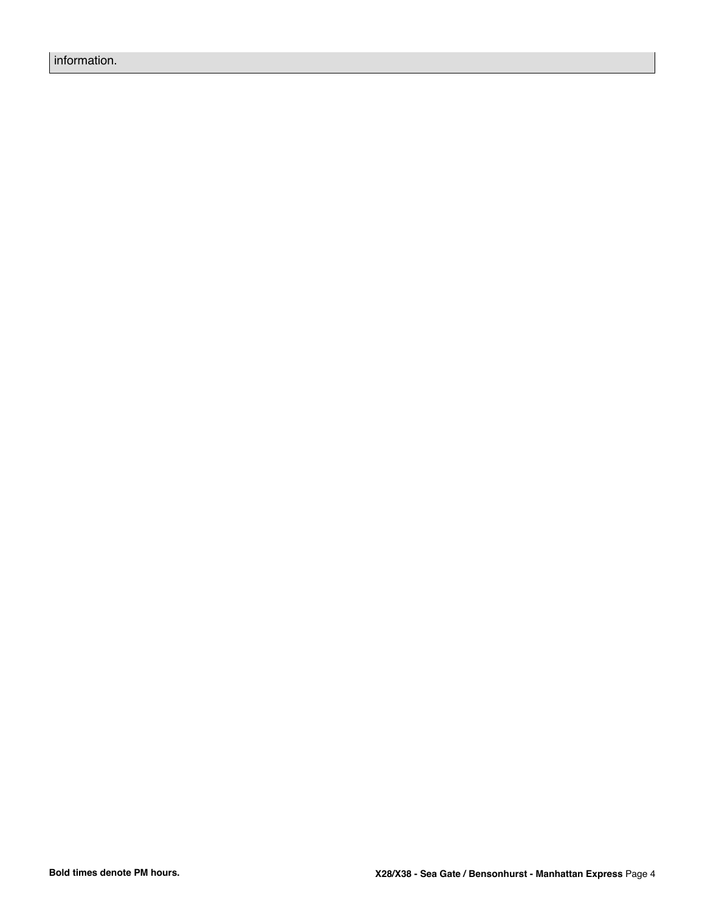information.